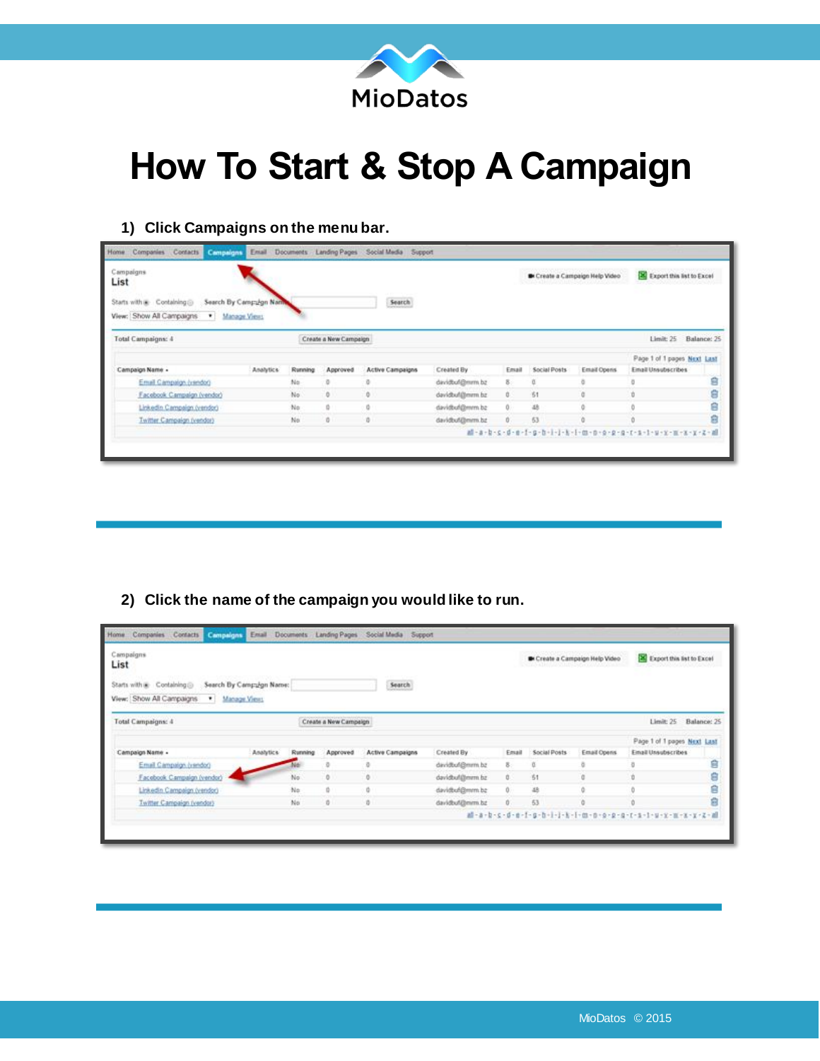MioDatos

# How To Start & Stop A Campaign

1) **Click Campaigns on the menu bar.**

2) **Click the name of the campaign you would like to run.**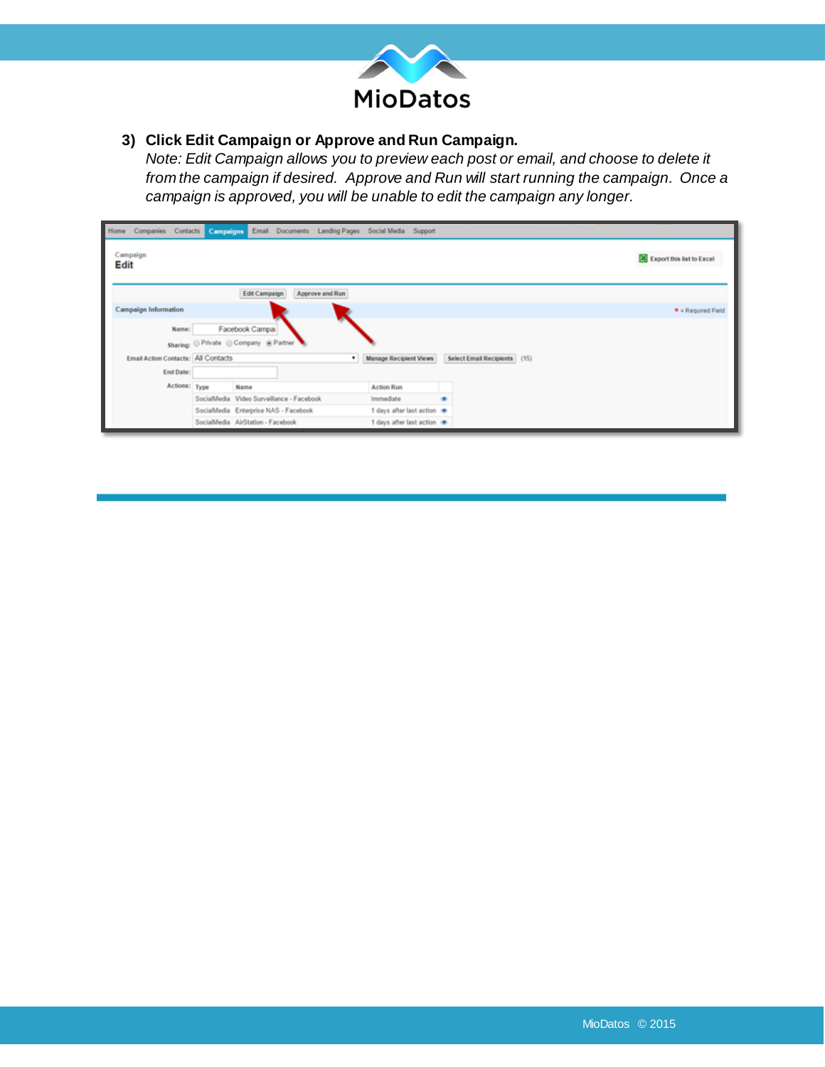3) **Click Edit Campaign or Approve and Run Campaign.**
   *Note: Edit Campaign allows you to preview each post or email, and choose to delete it from the campaign if desired. Approve and Run will start running the campaign. Once a campaign is approved, you will be unable to edit the campaign any longer.*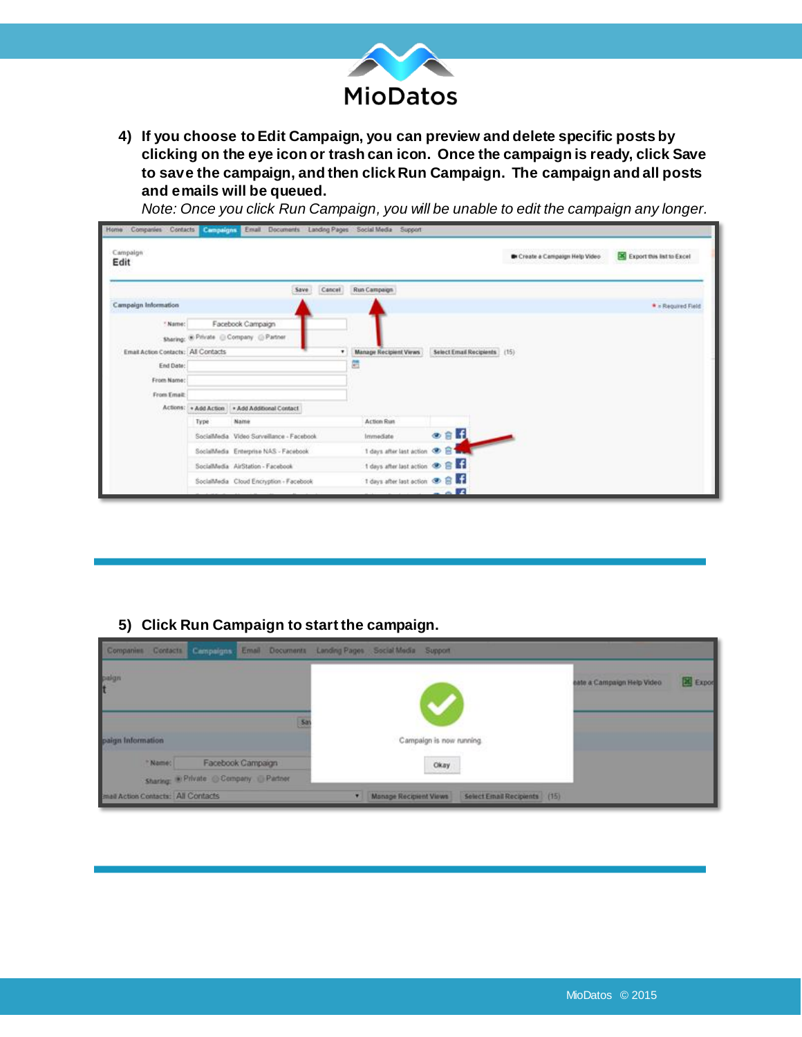4) **If you choose to Edit Campaign, you can preview and delete specific posts by clicking on the eye icon or trash can icon. Once the campaign is ready, click Save to save the campaign, and then click Run Campaign. The campaign and all posts and emails will be queued.**

   *Note: Once you click Run Campaign, you will be unable to edit the campaign any longer.*

5) **Click Run Campaign to start the campaign.**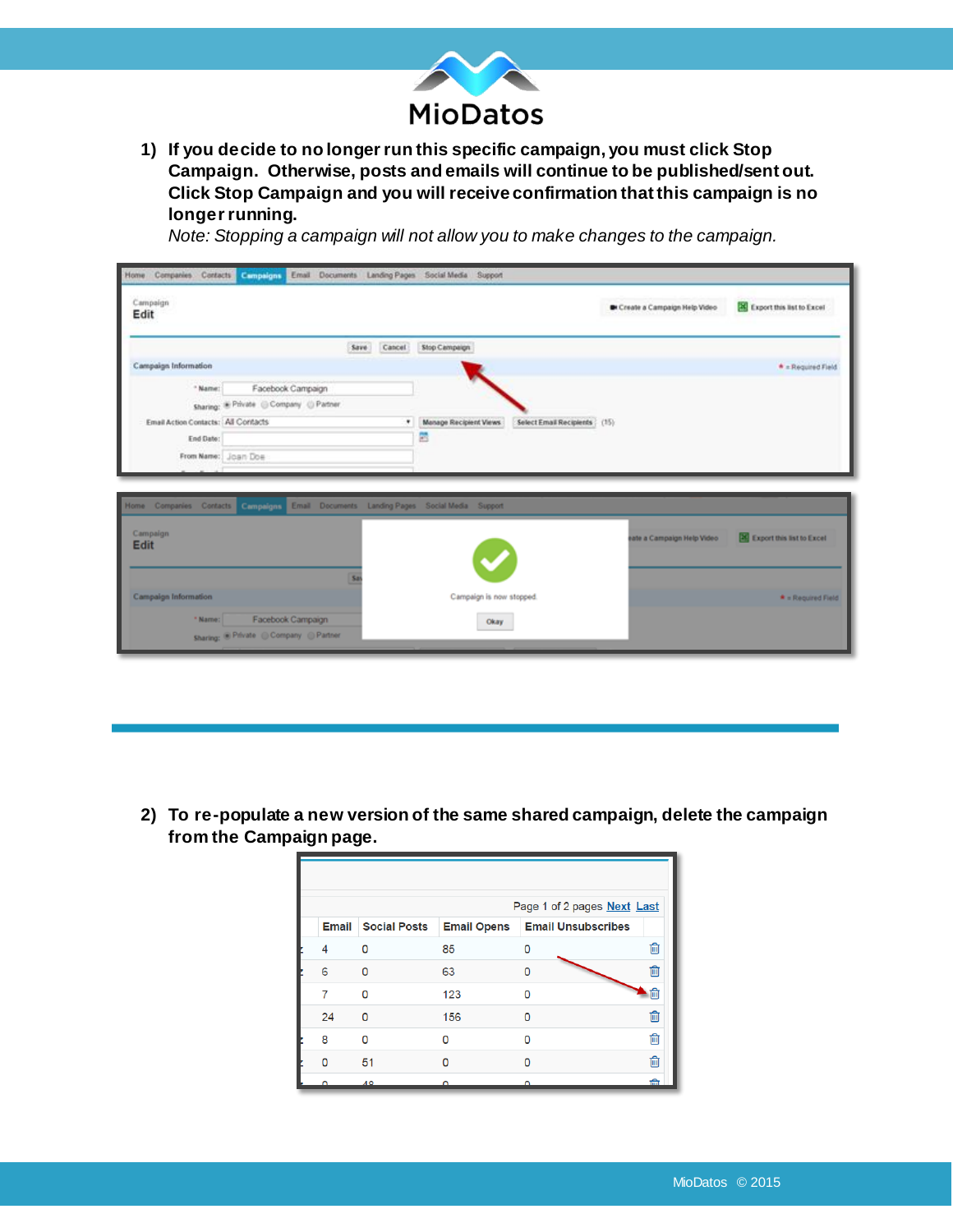1) **If you decide to no longer run this specific campaign, you must click Stop Campaign. Otherwise, posts and emails will continue to be published/sent out. Click Stop Campaign and you will receive confirmation that this campaign is no longer running.**
   *Note: Stopping a campaign will not allow you to make changes to the campaign.*

2) **To re-populate a new version of the same shared campaign, delete the campaign from the Campaign page.**